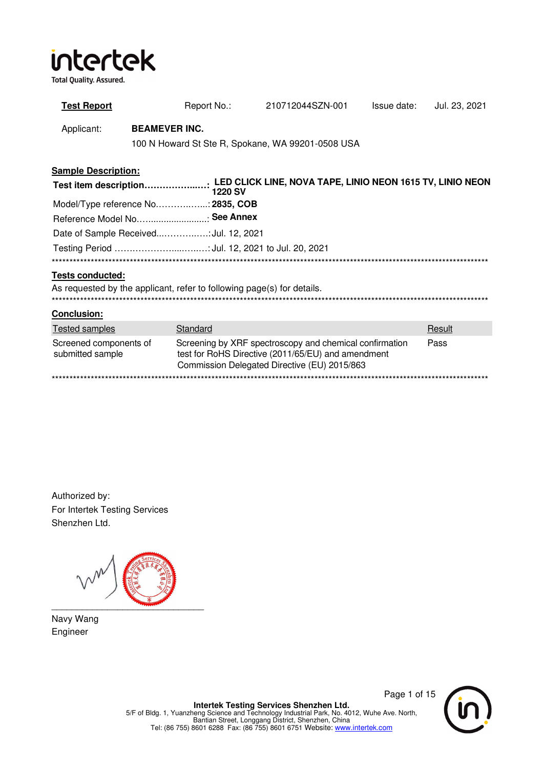intertek

Total Quality. Assured.

**Test Report** Report No.: 210712044SZN-001 Issue date: Jul. 23, 2021

Applicant: **BEAMEVER INC.**

100 N Howard St Ste R, Spokane, WA 99201-0508 USA

**Sample Description:**

**Test item description……………....: LED CLICK LINE, NOVA TAPE, LINIO NEON 1615 TV, LINIO NEON 1220 SV**

Model/Type reference No……………...: **2835, COB**

Reference Model No…......................: **See Annex**

Date of Sample Received...……….…..: Jul. 12, 2021

Testing Period ……………………...…..: Jul. 12, 2021 to Jul. 20, 2021

************************************************************************************************************

**Tests conducted:**

As requested by the applicant, refer to following page(s) for details.

************************************************************************************************************

**Conclusion:**

| Tested samples | Standard | Result |
|---|---|---|
| Screened components of submitted sample | Screening by XRF spectroscopy and chemical confirmation test for RoHS Directive (2011/65/EU) and amendment Commission Delegated Directive (EU) 2015/863 | Pass |

************************************************************************************************************

Authorized by:

For Intertek Testing Services

Shenzhen Ltd.

Navy Wang

Engineer

**Intertek Testing Services Shenzhen Ltd.**

5/F of Bldg. 1, Yuanzheng Science and Technology Industrial Park, No. 4012, Wuhe Ave. North, Bantian Street, Longgang District, Shenzhen, China

Tel: (86 755) 8601 6288 Fax: (86 755) 8601 6751 Website: www.intertek.com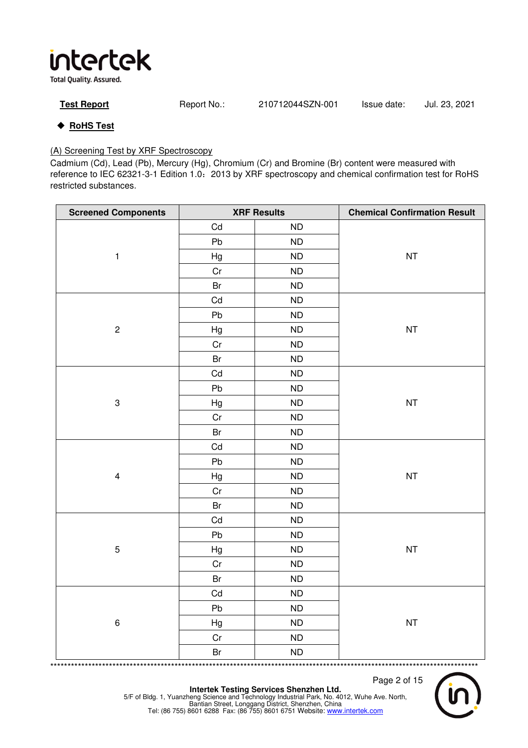**Test Report** Report No.: 210712044SZN-001 Issue date: Jul. 23, 2021

◆ **RoHS Test**

(A) Screening Test by XRF Spectroscopy

Cadmium (Cd), Lead (Pb), Mercury (Hg), Chromium (Cr) and Bromine (Br) content were measured with reference to IEC 62321-3-1 Edition 1.0：2013 by XRF spectroscopy and chemical confirmation test for RoHS restricted substances.

| Screened Components | XRF Results | | Chemical Confirmation Result |
|---|---|---|---|
| 1 | Cd | ND | NT |
| | Pb | ND | |
| | Hg | ND | |
| | Cr | ND | |
| | Br | ND | |
| 2 | Cd | ND | NT |
| | Pb | ND | |
| | Hg | ND | |
| | Cr | ND | |
| | Br | ND | |
| 3 | Cd | ND | NT |
| | Pb | ND | |
| | Hg | ND | |
| | Cr | ND | |
| | Br | ND | |
| 4 | Cd | ND | NT |
| | Pb | ND | |
| | Hg | ND | |
| | Cr | ND | |
| | Br | ND | |
| 5 | Cd | ND | NT |
| | Pb | ND | |
| | Hg | ND | |
| | Cr | ND | |
| | Br | ND | |
| 6 | Cd | ND | NT |
| | Pb | ND | |
| | Hg | ND | |
| | Cr | ND | |
| | Br | ND | |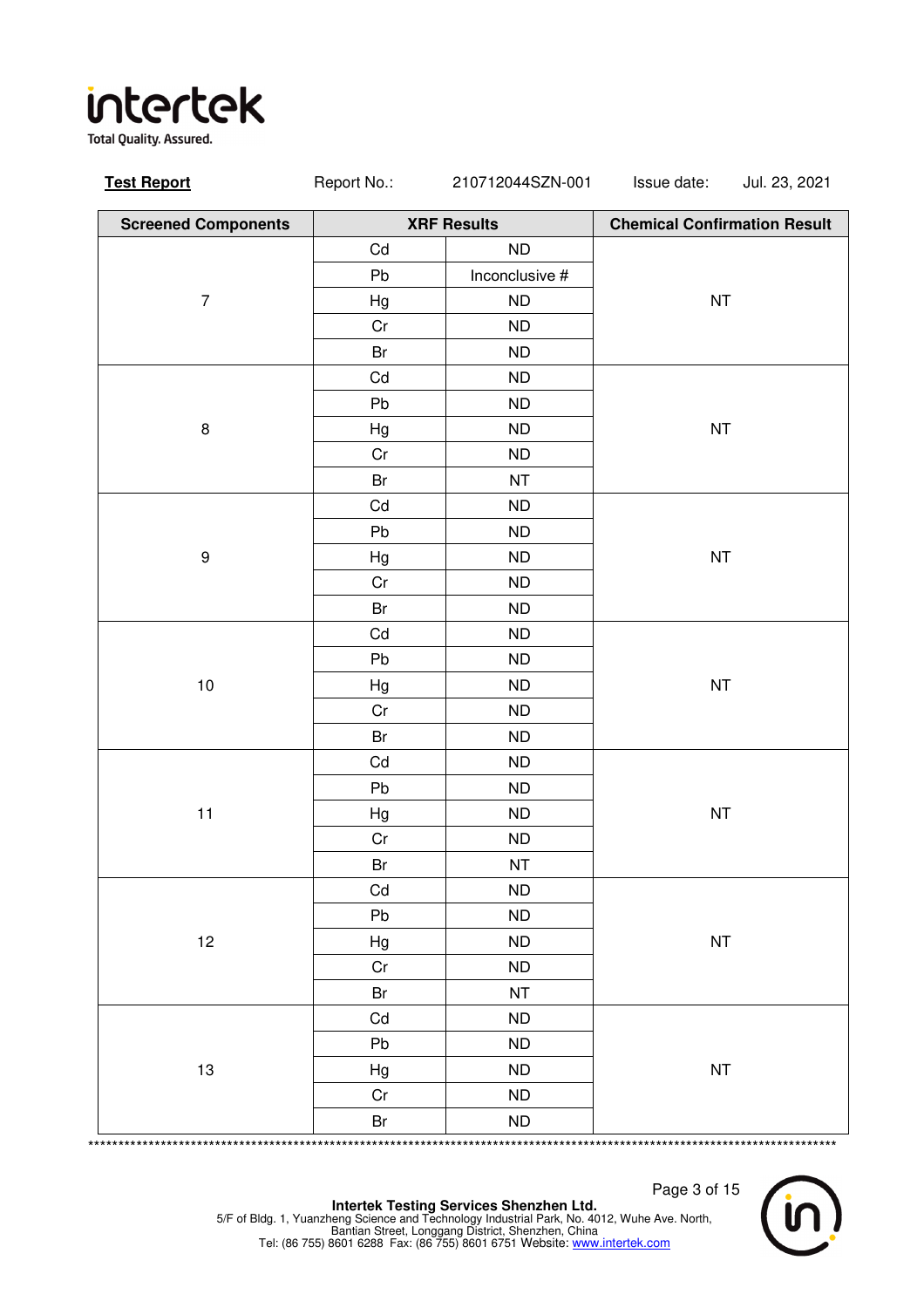**Test Report** Report No.: 210712044SZN-001 Issue date: Jul. 23, 2021

| Screened Components | XRF Results | | Chemical Confirmation Result |
|---|---|---|---|
| 7 | Cd | ND | NT |
| | Pb | Inconclusive # | |
| | Hg | ND | |
| | Cr | ND | |
| | Br | ND | |
| 8 | Cd | ND | NT |
| | Pb | ND | |
| | Hg | ND | |
| | Cr | ND | |
| | Br | NT | |
| 9 | Cd | ND | NT |
| | Pb | ND | |
| | Hg | ND | |
| | Cr | ND | |
| | Br | ND | |
| 10 | Cd | ND | NT |
| | Pb | ND | |
| | Hg | ND | |
| | Cr | ND | |
| | Br | ND | |
| 11 | Cd | ND | NT |
| | Pb | ND | |
| | Hg | ND | |
| | Cr | ND | |
| | Br | NT | |
| 12 | Cd | ND | NT |
| | Pb | ND | |
| | Hg | ND | |
| | Cr | ND | |
| | Br | NT | |
| 13 | Cd | ND | NT |
| | Pb | ND | |
| | Hg | ND | |
| | Cr | ND | |
| | Br | ND | |

**Intertek Testing Services Shenzhen Ltd.**
5/F of Bldg. 1, Yuanzheng Science and Technology Industrial Park, No. 4012, Wuhe Ave. North, Bantian Street, Longgang District, Shenzhen, China
Tel: (86 755) 8601 6288 Fax: (86 755) 8601 6751 Website: www.intertek.com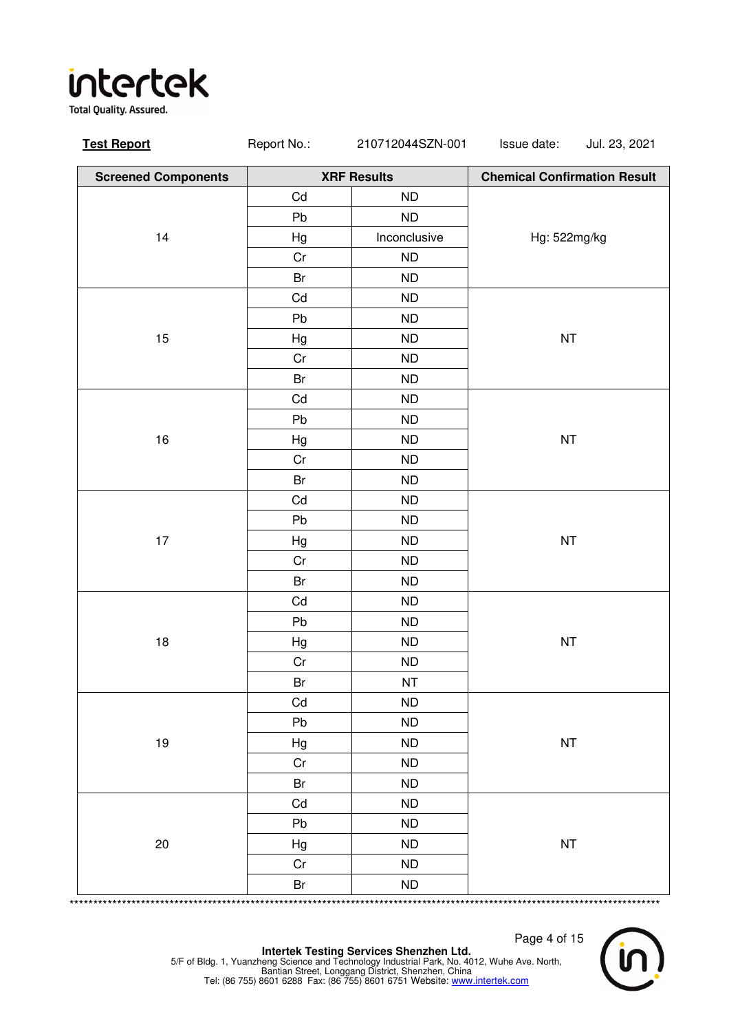**Test Report** Report No.: 210712044SZN-001 Issue date: Jul. 23, 2021

| Screened Components | XRF Results | | Chemical Confirmation Result |
|---|---|---|---|
| 14 | Cd | ND | Hg: 522mg/kg |
| | Pb | ND | |
| | Hg | Inconclusive | |
| | Cr | ND | |
| | Br | ND | |
| 15 | Cd | ND | NT |
| | Pb | ND | |
| | Hg | ND | |
| | Cr | ND | |
| | Br | ND | |
| 16 | Cd | ND | NT |
| | Pb | ND | |
| | Hg | ND | |
| | Cr | ND | |
| | Br | ND | |
| 17 | Cd | ND | NT |
| | Pb | ND | |
| | Hg | ND | |
| | Cr | ND | |
| | Br | ND | |
| 18 | Cd | ND | NT |
| | Pb | ND | |
| | Hg | ND | |
| | Cr | ND | |
| | Br | NT | |
| 19 | Cd | ND | NT |
| | Pb | ND | |
| | Hg | ND | |
| | Cr | ND | |
| | Br | ND | |
| 20 | Cd | ND | NT |
| | Pb | ND | |
| | Hg | ND | |
| | Cr | ND | |
| | Br | ND | |

********************************************************************************************************************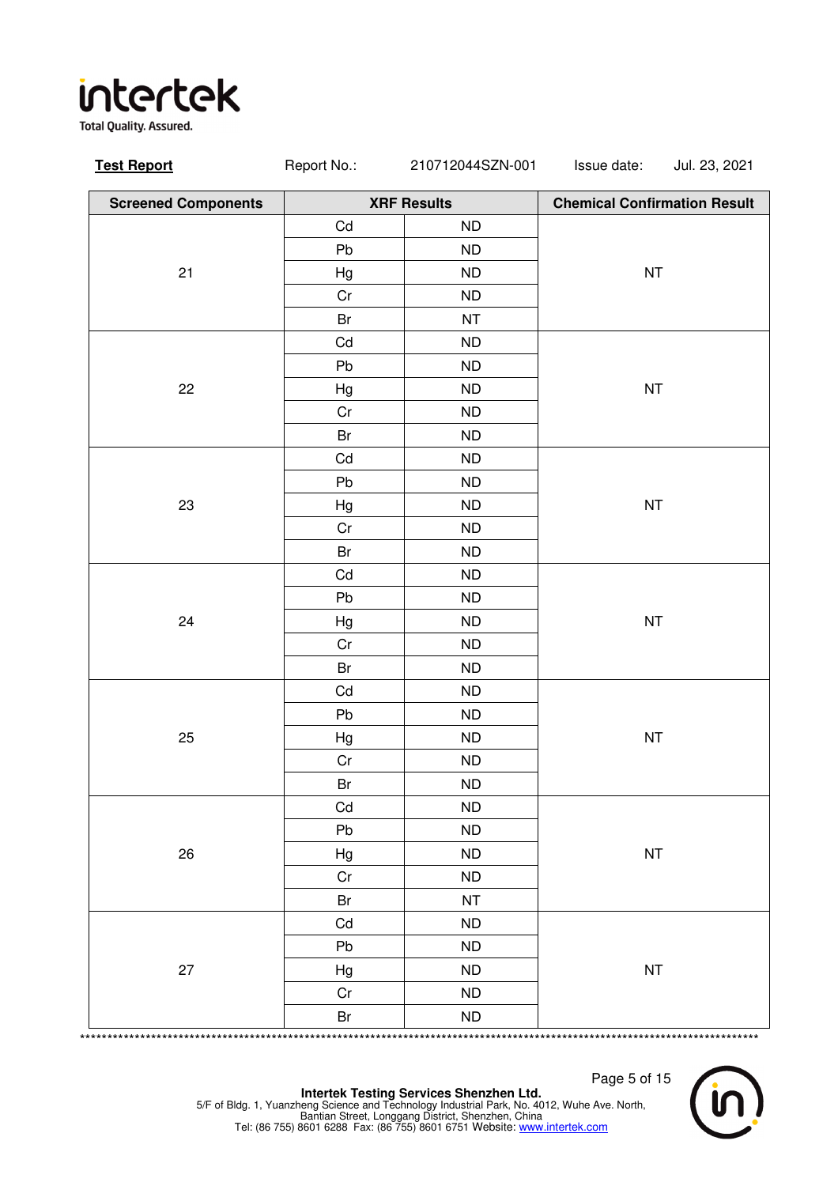**Test Report** Report No.: 210712044SZN-001 Issue date: Jul. 23, 2021

| Screened Components | XRF Results | | Chemical Confirmation Result |
|---|---|---|---|
| 21 | Cd | ND | NT |
| | Pb | ND | |
| | Hg | ND | |
| | Cr | ND | |
| | Br | NT | |
| 22 | Cd | ND | NT |
| | Pb | ND | |
| | Hg | ND | |
| | Cr | ND | |
| | Br | ND | |
| 23 | Cd | ND | NT |
| | Pb | ND | |
| | Hg | ND | |
| | Cr | ND | |
| | Br | ND | |
| 24 | Cd | ND | NT |
| | Pb | ND | |
| | Hg | ND | |
| | Cr | ND | |
| | Br | ND | |
| 25 | Cd | ND | NT |
| | Pb | ND | |
| | Hg | ND | |
| | Cr | ND | |
| | Br | ND | |
| 26 | Cd | ND | NT |
| | Pb | ND | |
| | Hg | ND | |
| | Cr | ND | |
| | Br | NT | |
| 27 | Cd | ND | NT |
| | Pb | ND | |
| | Hg | ND | |
| | Cr | ND | |
| | Br | ND | |

**Intertek Testing Services Shenzhen Ltd.**
5/F of Bldg. 1, Yuanzheng Science and Technology Industrial Park, No. 4012, Wuhe Ave. North, Bantian Street, Longgang District, Shenzhen, China
Tel: (86 755) 8601 6288 Fax: (86 755) 8601 6751 Website: www.intertek.com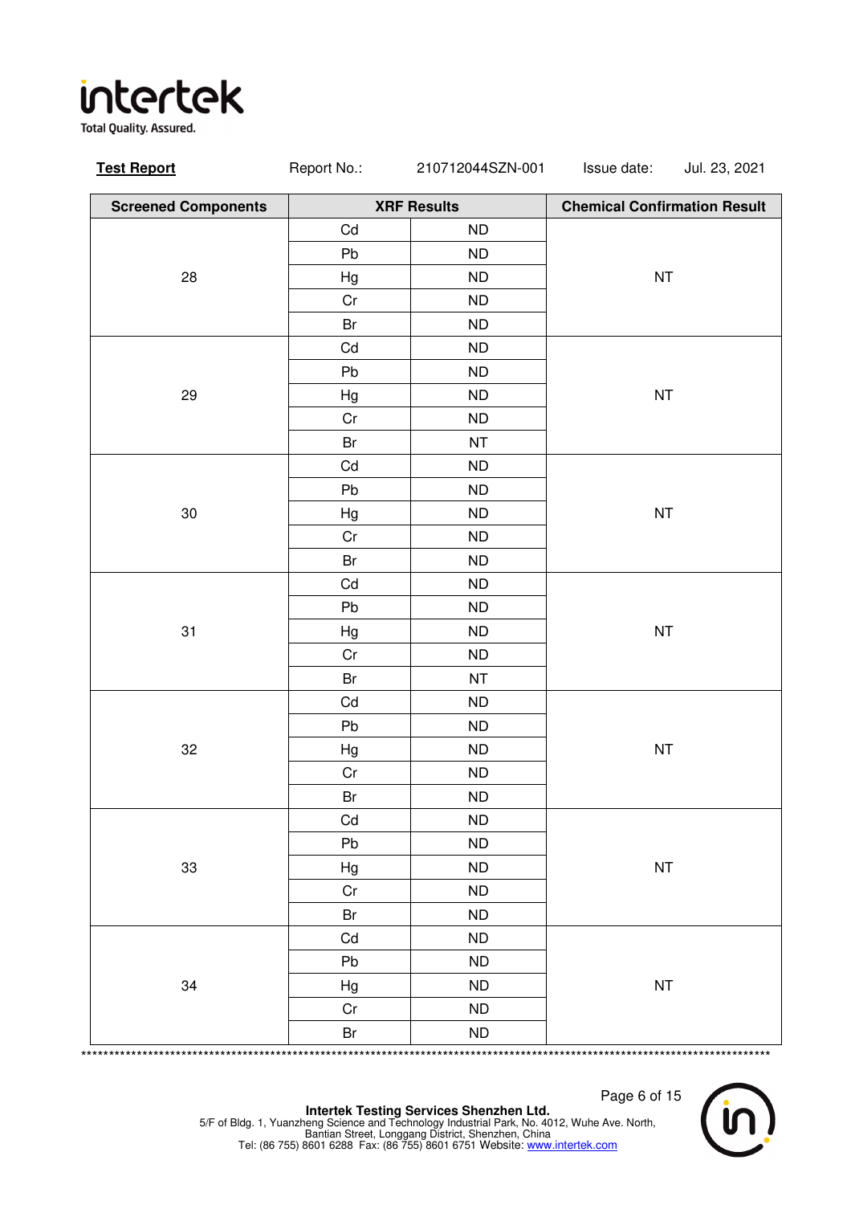**Test Report** Report No.: 210712044SZN-001 Issue date: Jul. 23, 2021

| Screened Components | XRF Results | | Chemical Confirmation Result |
|---|---|---|---|
| 28 | Cd | ND | NT |
| | Pb | ND | |
| | Hg | ND | |
| | Cr | ND | |
| | Br | ND | |
| 29 | Cd | ND | NT |
| | Pb | ND | |
| | Hg | ND | |
| | Cr | ND | |
| | Br | NT | |
| 30 | Cd | ND | NT |
| | Pb | ND | |
| | Hg | ND | |
| | Cr | ND | |
| | Br | ND | |
| 31 | Cd | ND | NT |
| | Pb | ND | |
| | Hg | ND | |
| | Cr | ND | |
| | Br | NT | |
| 32 | Cd | ND | NT |
| | Pb | ND | |
| | Hg | ND | |
| | Cr | ND | |
| | Br | ND | |
| 33 | Cd | ND | NT |
| | Pb | ND | |
| | Hg | ND | |
| | Cr | ND | |
| | Br | ND | |
| 34 | Cd | ND | NT |
| | Pb | ND | |
| | Hg | ND | |
| | Cr | ND | |
| | Br | ND | |

*************************************************************************************************************

**Intertek Testing Services Shenzhen Ltd.**
5/F of Bldg. 1, Yuanzheng Science and Technology Industrial Park, No. 4012, Wuhe Ave. North, Bantian Street, Longgang District, Shenzhen, China
Tel: (86 755) 8601 6288 Fax: (86 755) 8601 6751 Website: www.intertek.com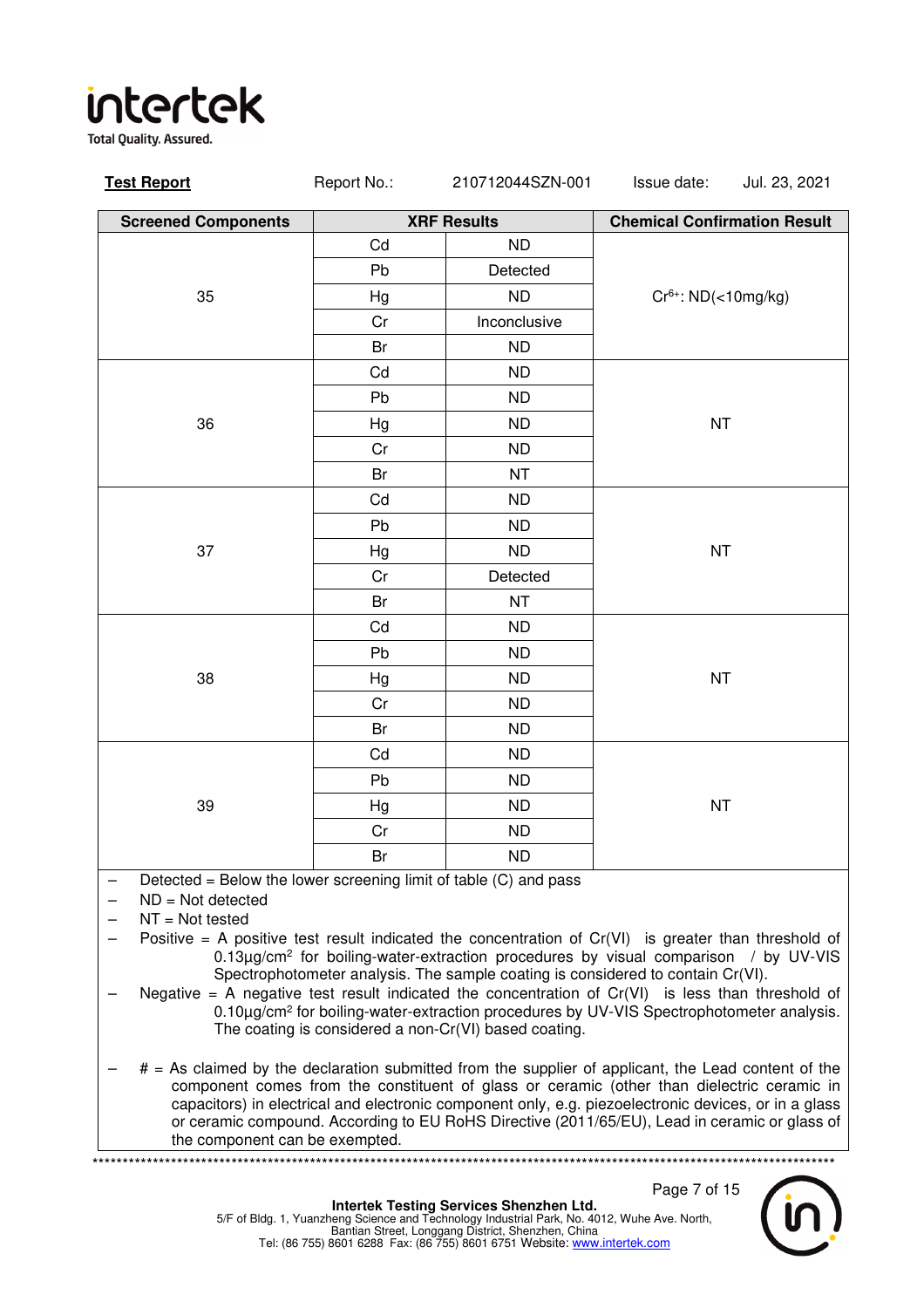**Test Report** Report No.: 210712044SZN-001 Issue date: Jul. 23, 2021

| Screened Components | XRF Results | | Chemical Confirmation Result |
|---|---|---|---|
| 35 | Cd | ND | $Cr^{6+}$: ND(<10mg/kg) |
| | Pb | Detected | |
| | Hg | ND | |
| | Cr | Inconclusive | |
| | Br | ND | |
| 36 | Cd | ND | NT |
| | Pb | ND | |
| | Hg | ND | |
| | Cr | ND | |
| | Br | NT | |
| 37 | Cd | ND | NT |
| | Pb | ND | |
| | Hg | ND | |
| | Cr | Detected | |
| | Br | NT | |
| 38 | Cd | ND | NT |
| | Pb | ND | |
| | Hg | ND | |
| | Cr | ND | |
| | Br | ND | |
| 39 | Cd | ND | NT |
| | Pb | ND | |
| | Hg | ND | |
| | Cr | ND | |
| | Br | ND | |

- Detected = Below the lower screening limit of table (C) and pass
- ND = Not detected
- NT = Not tested
- Positive = A positive test result indicated the concentration of Cr(VI) is greater than threshold of 0.13µg/cm² for boiling-water-extraction procedures by visual comparison / by UV-VIS Spectrophotometer analysis. The sample coating is considered to contain Cr(VI).
- Negative = A negative test result indicated the concentration of Cr(VI) is less than threshold of 0.10µg/cm² for boiling-water-extraction procedures by UV-VIS Spectrophotometer analysis. The coating is considered a non-Cr(VI) based coating.
- # = As claimed by the declaration submitted from the supplier of applicant, the Lead content of the component comes from the constituent of glass or ceramic (other than dielectric ceramic in capacitors) in electrical and electronic component only, e.g. piezoelectronic devices, or in a glass or ceramic compound. According to EU RoHS Directive (2011/65/EU), Lead in ceramic or glass of the component can be exempted.

**Intertek Testing Services Shenzhen Ltd.**
5/F of Bldg. 1, Yuanzheng Science and Technology Industrial Park, No. 4012, Wuhe Ave. North, Bantian Street, Longgang District, Shenzhen, China
Tel: (86 755) 8601 6288 Fax: (86 755) 8601 6751 Website: www.intertek.com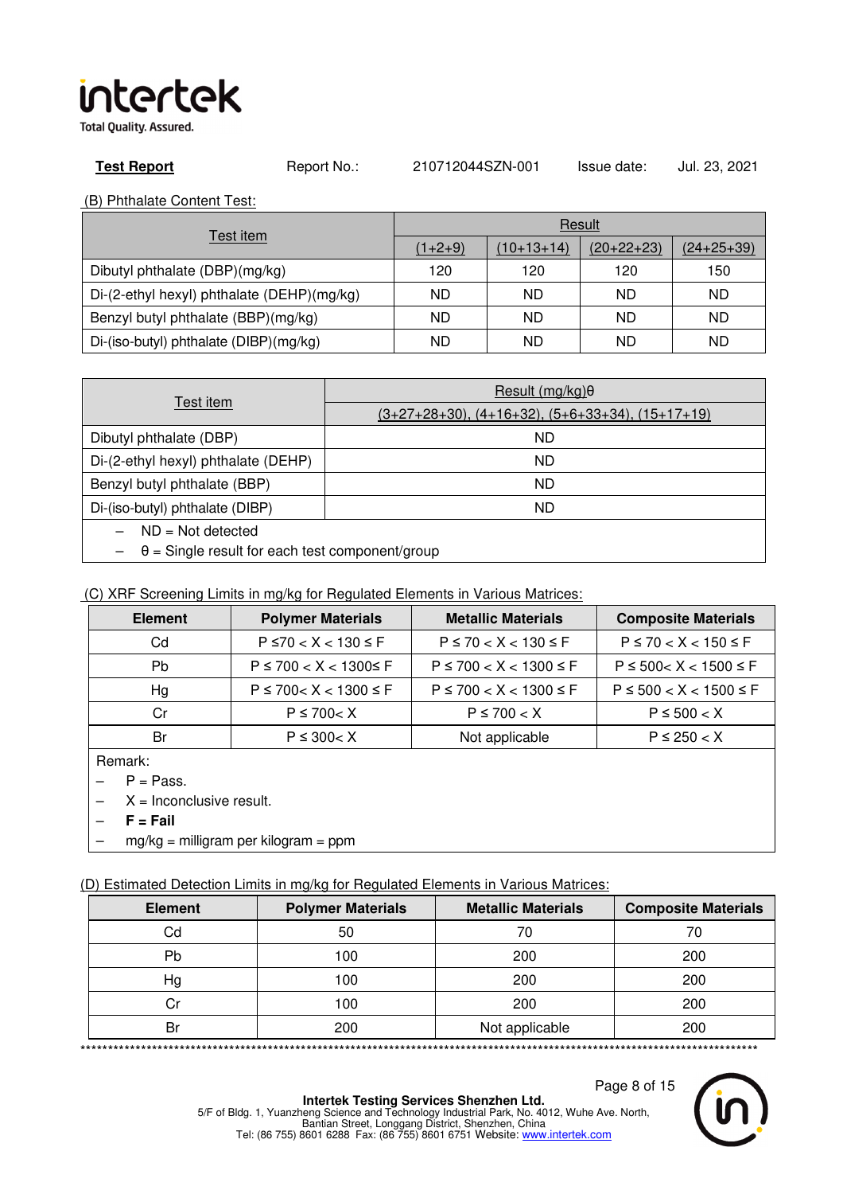**Test Report** Report No.: 210712044SZN-001 Issue date: Jul. 23, 2021

(B) Phthalate Content Test:

| Test item | Result | | | |
|---|---|---|---|---|
| | (1+2+9) | (10+13+14) | (20+22+23) | (24+25+39) |
| Dibutyl phthalate (DBP)(mg/kg) | 120 | 120 | 120 | 150 |
| Di-(2-ethyl hexyl) phthalate (DEHP)(mg/kg) | ND | ND | ND | ND |
| Benzyl butyl phthalate (BBP)(mg/kg) | ND | ND | ND | ND |
| Di-(iso-butyl) phthalate (DIBP)(mg/kg) | ND | ND | ND | ND |

| Test item | Result (mg/kg)θ |
|---|---|
| | (3+27+28+30), (4+16+32), (5+6+33+34), (15+17+19) |
| Dibutyl phthalate (DBP) | ND |
| Di-(2-ethyl hexyl) phthalate (DEHP) | ND |
| Benzyl butyl phthalate (BBP) | ND |
| Di-(iso-butyl) phthalate (DIBP) | ND |

- ND = Not detected
- θ = Single result for each test component/group

(C) XRF Screening Limits in mg/kg for Regulated Elements in Various Matrices:

| Element | Polymer Materials | Metallic Materials | Composite Materials |
|---|---|---|---|
| Cd | P ≤70 < X < 130 ≤ F | P ≤ 70 < X < 130 ≤ F | P ≤ 70 < X < 150 ≤ F |
| Pb | P ≤ 700 < X < 1300≤ F | P ≤ 700 < X < 1300 ≤ F | P ≤ 500< X < 1500 ≤ F |
| Hg | P ≤ 700< X < 1300 ≤ F | P ≤ 700 < X < 1300 ≤ F | P ≤ 500 < X < 1500 ≤ F |
| Cr | P ≤ 700< X | P ≤ 700 < X | P ≤ 500 < X |
| Br | P ≤ 300< X | Not applicable | P ≤ 250 < X |

Remark:
- P = Pass.
- X = Inconclusive result.
- **F = Fail**
- mg/kg = milligram per kilogram = ppm

(D) Estimated Detection Limits in mg/kg for Regulated Elements in Various Matrices:

| Element | Polymer Materials | Metallic Materials | Composite Materials |
|---|---|---|---|
| Cd | 50 | 70 | 70 |
| Pb | 100 | 200 | 200 |
| Hg | 100 | 200 | 200 |
| Cr | 100 | 200 | 200 |
| Br | 200 | Not applicable | 200 |

**********************************************************************************************************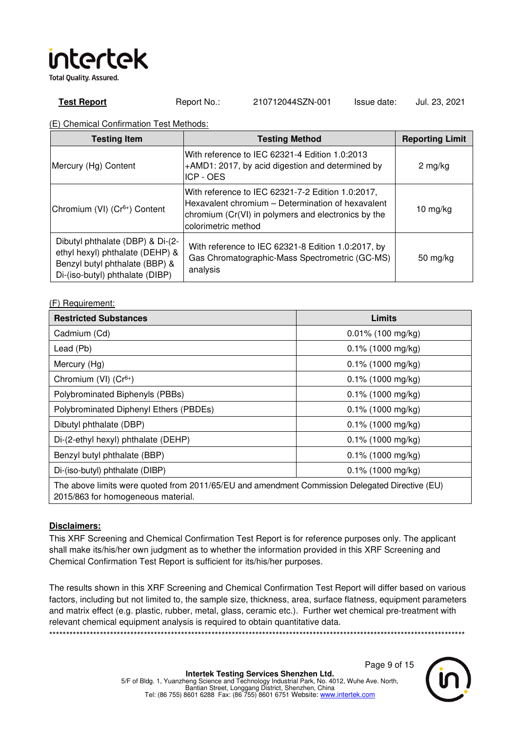**Test Report** Report No.: 210712044SZN-001 Issue date: Jul. 23, 2021

(E) Chemical Confirmation Test Methods:

| Testing Item | Testing Method | Reporting Limit |
| --- | --- | --- |
| Mercury (Hg) Content | With reference to IEC 62321-4 Edition 1.0:2013 +AMD1: 2017, by acid digestion and determined by ICP - OES | 2 mg/kg |
| Chromium (VI) ($Cr^{6+}$) Content | With reference to IEC 62321-7-2 Edition 1.0:2017, Hexavalent chromium – Determination of hexavalent chromium (Cr(VI) in polymers and electronics by the colorimetric method | 10 mg/kg |
| Dibutyl phthalate (DBP) & Di-(2-ethyl hexyl) phthalate (DEHP) & Benzyl butyl phthalate (BBP) & Di-(iso-butyl) phthalate (DIBP) | With reference to IEC 62321-8 Edition 1.0:2017, by Gas Chromatographic-Mass Spectrometric (GC-MS) analysis | 50 mg/kg |

(F) Requirement:

| Restricted Substances | Limits |
| --- | --- |
| Cadmium (Cd) | 0.01% (100 mg/kg) |
| Lead (Pb) | 0.1% (1000 mg/kg) |
| Mercury (Hg) | 0.1% (1000 mg/kg) |
| Chromium (VI) ($Cr^{6+}$) | 0.1% (1000 mg/kg) |
| Polybrominated Biphenyls (PBBs) | 0.1% (1000 mg/kg) |
| Polybrominated Diphenyl Ethers (PBDEs) | 0.1% (1000 mg/kg) |
| Dibutyl phthalate (DBP) | 0.1% (1000 mg/kg) |
| Di-(2-ethyl hexyl) phthalate (DEHP) | 0.1% (1000 mg/kg) |
| Benzyl butyl phthalate (BBP) | 0.1% (1000 mg/kg) |
| Di-(iso-butyl) phthalate (DIBP) | 0.1% (1000 mg/kg) |
| The above limits were quoted from 2011/65/EU and amendment Commission Delegated Directive (EU) 2015/863 for homogeneous material. | |

**Disclaimers:**

This XRF Screening and Chemical Confirmation Test Report is for reference purposes only. The applicant shall make its/his/her own judgment as to whether the information provided in this XRF Screening and Chemical Confirmation Test Report is sufficient for its/his/her purposes.

The results shown in this XRF Screening and Chemical Confirmation Test Report will differ based on various factors, including but not limited to, the sample size, thickness, area, surface flatness, equipment parameters and matrix effect (e.g. plastic, rubber, metal, glass, ceramic etc.). Further wet chemical pre-treatment with relevant chemical equipment analysis is required to obtain quantitative data.

\*\*\*\*\*\*\*\*\*\*\*\*\*\*\*\*\*\*\*\*\*\*\*\*\*\*\*\*\*\*\*\*\*\*\*\*\*\*\*\*\*\*\*\*\*\*\*\*\*\*\*\*\*\*\*\*\*\*\*\*\*\*\*\*\*\*\*\*\*\*\*\*\*\*\*\*\*\*\*\*\*\*\*\*\*\*\*\*\*\*\*\*\*\*\*\*\*\*\*\*\*\*\*\*\*\*\*\*\*\*\*\*\*\*\*\*

**Intertek Testing Services Shenzhen Ltd.**
5/F of Bldg. 1, Yuanzheng Science and Technology Industrial Park, No. 4012, Wuhe Ave. North, Bantian Street, Longgang District, Shenzhen, China
Tel: (86 755) 8601 6288 Fax: (86 755) 8601 6751 Website: www.intertek.com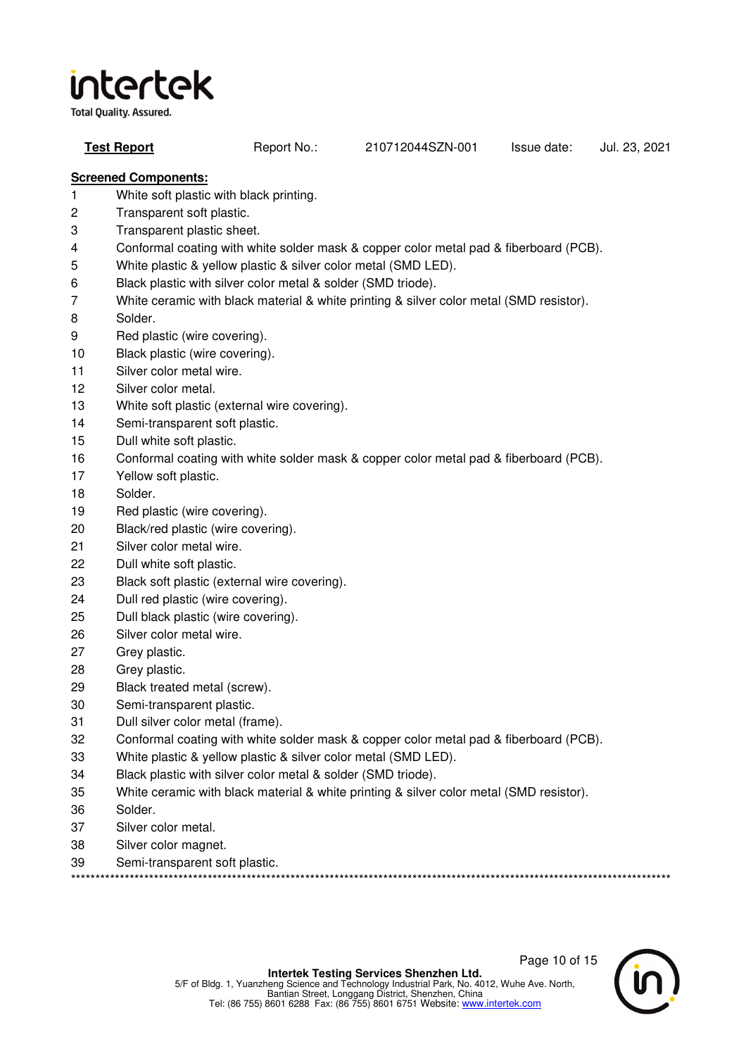**Test Report** Report No.: 210712044SZN-001 Issue date: Jul. 23, 2021

**Screened Components:**

1 White soft plastic with black printing.
2 Transparent soft plastic.
3 Transparent plastic sheet.
4 Conformal coating with white solder mask & copper color metal pad & fiberboard (PCB).
5 White plastic & yellow plastic & silver color metal (SMD LED).
6 Black plastic with silver color metal & solder (SMD triode).
7 White ceramic with black material & white printing & silver color metal (SMD resistor).
8 Solder.
9 Red plastic (wire covering).
10 Black plastic (wire covering).
11 Silver color metal wire.
12 Silver color metal.
13 White soft plastic (external wire covering).
14 Semi-transparent soft plastic.
15 Dull white soft plastic.
16 Conformal coating with white solder mask & copper color metal pad & fiberboard (PCB).
17 Yellow soft plastic.
18 Solder.
19 Red plastic (wire covering).
20 Black/red plastic (wire covering).
21 Silver color metal wire.
22 Dull white soft plastic.
23 Black soft plastic (external wire covering).
24 Dull red plastic (wire covering).
25 Dull black plastic (wire covering).
26 Silver color metal wire.
27 Grey plastic.
28 Grey plastic.
29 Black treated metal (screw).
30 Semi-transparent plastic.
31 Dull silver color metal (frame).
32 Conformal coating with white solder mask & copper color metal pad & fiberboard (PCB).
33 White plastic & yellow plastic & silver color metal (SMD LED).
34 Black plastic with silver color metal & solder (SMD triode).
35 White ceramic with black material & white printing & silver color metal (SMD resistor).
36 Solder.
37 Silver color metal.
38 Silver color magnet.
39 Semi-transparent soft plastic.

*******************************************************************************************************************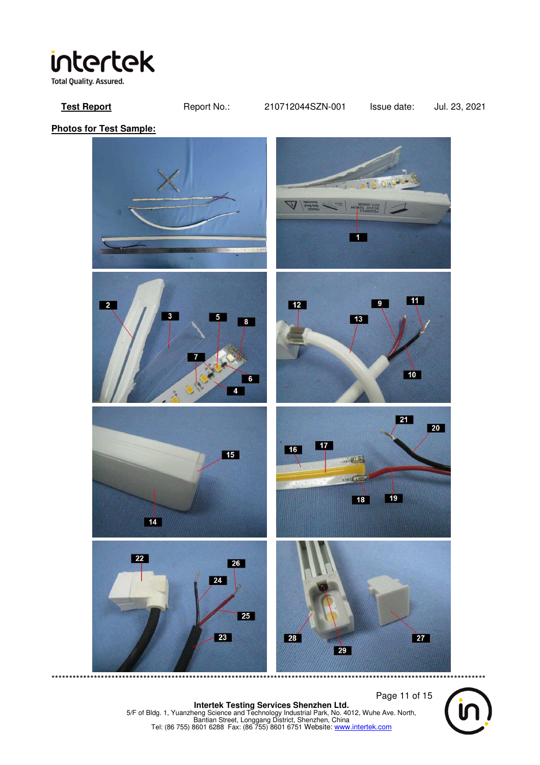**Test Report** Report No.: 210712044SZN-001 Issue date: Jul. 23, 2021

**Photos for Test Sample:**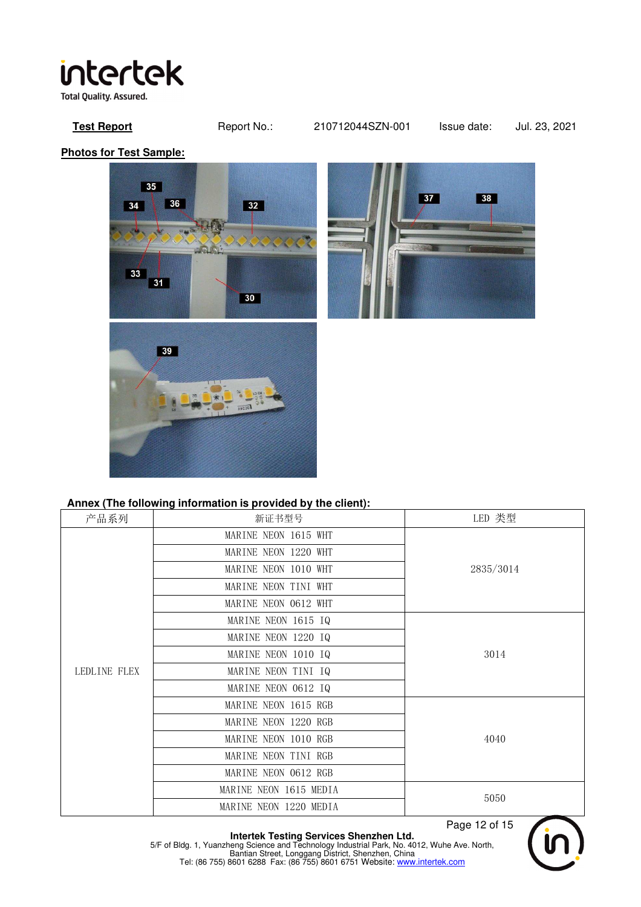**Test Report** Report No.: 210712044SZN-001 Issue date: Jul. 23, 2021

**Photos for Test Sample:**

**Annex (The following information is provided by the client):**

| 产品系列 | 新证书型号 | LED 类型 |
|---|---|---|
| LEDLINE FLEX | MARINE NEON 1615 WHT | 2835/3014 |
| | MARINE NEON 1220 WHT | |
| | MARINE NEON 1010 WHT | |
| | MARINE NEON TINI WHT | |
| | MARINE NEON 0612 WHT | |
| | MARINE NEON 1615 IQ | 3014 |
| | MARINE NEON 1220 IQ | |
| | MARINE NEON 1010 IQ | |
| | MARINE NEON TINI IQ | |
| | MARINE NEON 0612 IQ | |
| | MARINE NEON 1615 RGB | 4040 |
| | MARINE NEON 1220 RGB | |
| | MARINE NEON 1010 RGB | |
| | MARINE NEON TINI RGB | |
| | MARINE NEON 0612 RGB | |
| | MARINE NEON 1615 MEDIA | 5050 |
| | MARINE NEON 1220 MEDIA | |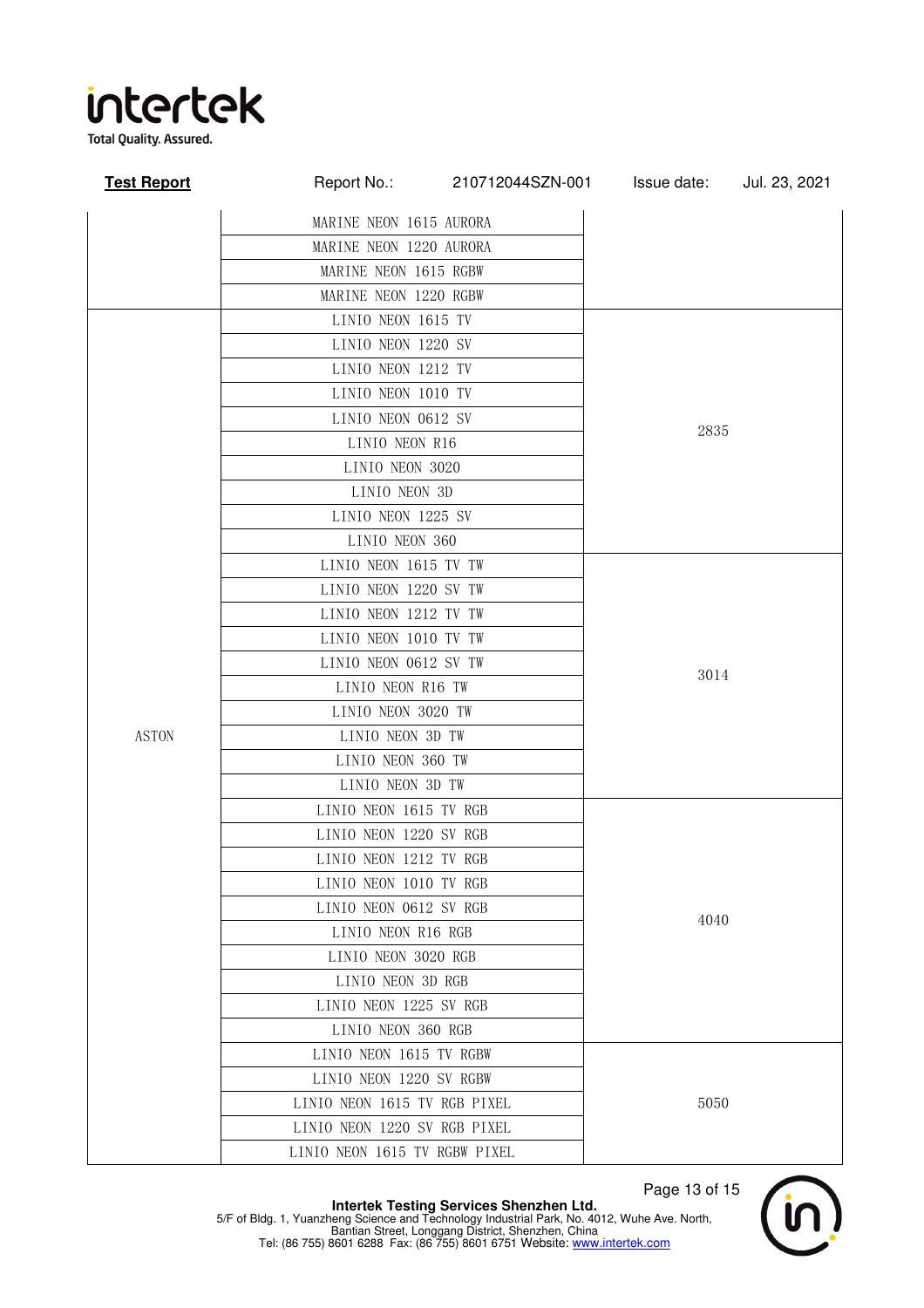| | | |
|---|---|---|
| | MARINE NEON 1615 AURORA | |
| | MARINE NEON 1220 AURORA | |
| | MARINE NEON 1615 RGBW | |
| | MARINE NEON 1220 RGBW | |
| ASTON | LINIO NEON 1615 TV | 2835 |
| | LINIO NEON 1220 SV | |
| | LINIO NEON 1212 TV | |
| | LINIO NEON 1010 TV | |
| | LINIO NEON 0612 SV | |
| | LINIO NEON R16 | |
| | LINIO NEON 3020 | |
| | LINIO NEON 3D | |
| | LINIO NEON 1225 SV | |
| | LINIO NEON 360 | |
| | LINIO NEON 1615 TV TW | 3014 |
| | LINIO NEON 1220 SV TW | |
| | LINIO NEON 1212 TV TW | |
| | LINIO NEON 1010 TV TW | |
| | LINIO NEON 0612 SV TW | |
| | LINIO NEON R16 TW | |
| | LINIO NEON 3020 TW | |
| | LINIO NEON 3D TW | |
| | LINIO NEON 360 TW | |
| | LINIO NEON 3D TW | |
| | LINIO NEON 1615 TV RGB | 4040 |
| | LINIO NEON 1220 SV RGB | |
| | LINIO NEON 1212 TV RGB | |
| | LINIO NEON 1010 TV RGB | |
| | LINIO NEON 0612 SV RGB | |
| | LINIO NEON R16 RGB | |
| | LINIO NEON 3020 RGB | |
| | LINIO NEON 3D RGB | |
| | LINIO NEON 1225 SV RGB | |
| | LINIO NEON 360 RGB | |
| | LINIO NEON 1615 TV RGBW | 5050 |
| | LINIO NEON 1220 SV RGBW | |
| | LINIO NEON 1615 TV RGB PIXEL | |
| | LINIO NEON 1220 SV RGB PIXEL | |
| | LINIO NEON 1615 TV RGBW PIXEL | |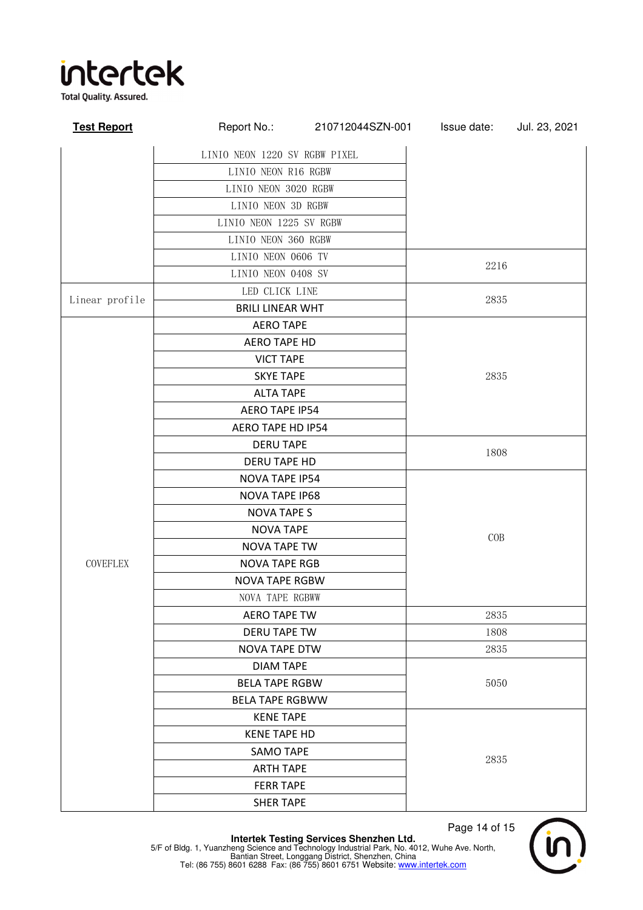| | | |
|---|---|---|
| | LINIO NEON 1220 SV RGBW PIXEL | |
| | LINIO NEON R16 RGBW | |
| | LINIO NEON 3020 RGBW | |
| | LINIO NEON 3D RGBW | |
| | LINIO NEON 1225 SV RGBW | |
| | LINIO NEON 360 RGBW | |
| | LINIO NEON 0606 TV | 2216 |
| | LINIO NEON 0408 SV | |
| Linear profile | LED CLICK LINE | 2835 |
| | BRILI LINEAR WHT | |
| COVEFLEX | AERO TAPE | 2835 |
| | AERO TAPE HD | |
| | VICT TAPE | |
| | SKYE TAPE | |
| | ALTA TAPE | |
| | AERO TAPE IP54 | |
| | AERO TAPE HD IP54 | |
| | DERU TAPE | 1808 |
| | DERU TAPE HD | |
| | NOVA TAPE IP54 | COB |
| | NOVA TAPE IP68 | |
| | NOVA TAPE S | |
| | NOVA TAPE | |
| | NOVA TAPE TW | |
| | NOVA TAPE RGB | |
| | NOVA TAPE RGBW | |
| | NOVA TAPE RGBWW | |
| | AERO TAPE TW | 2835 |
| | DERU TAPE TW | 1808 |
| | NOVA TAPE DTW | 2835 |
| | DIAM TAPE | 5050 |
| | BELA TAPE RGBW | |
| | BELA TAPE RGBWW | |
| | KENE TAPE | 2835 |
| | KENE TAPE HD | |
| | SAMO TAPE | |
| | ARTH TAPE | |
| | FERR TAPE | |
| | SHER TAPE | |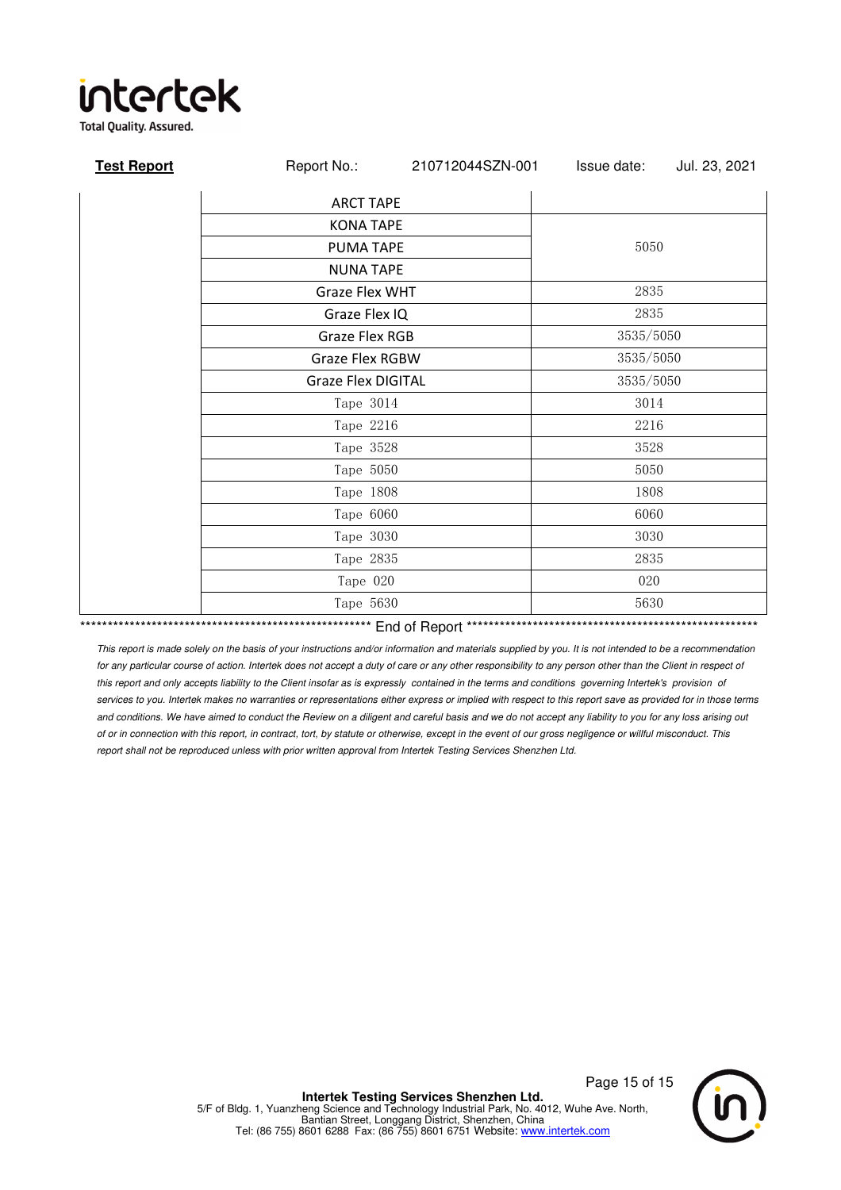| | | |
|---|---|---|
| | ARCT TAPE | 5050 |
| | KONA TAPE | |
| | PUMA TAPE | |
| | NUNA TAPE | |
| | Graze Flex WHT | 2835 |
| | Graze Flex IQ | 2835 |
| | Graze Flex RGB | 3535/5050 |
| | Graze Flex RGBW | 3535/5050 |
| | Graze Flex DIGITAL | 3535/5050 |
| | Tape 3014 | 3014 |
| | Tape 2216 | 2216 |
| | Tape 3528 | 3528 |
| | Tape 5050 | 5050 |
| | Tape 1808 | 1808 |
| | Tape 6060 | 6060 |
| | Tape 3030 | 3030 |
| | Tape 2835 | 2835 |
| | Tape 020 | 020 |
| | Tape 5630 | 5630 |

******************************************************* End of Report *******************************************************

*This report is made solely on the basis of your instructions and/or information and materials supplied by you. It is not intended to be a recommendation for any particular course of action. Intertek does not accept a duty of care or any other responsibility to any person other than the Client in respect of this report and only accepts liability to the Client insofar as is expressly contained in the terms and conditions governing Intertek's provision of services to you. Intertek makes no warranties or representations either express or implied with respect to this report save as provided for in those terms and conditions. We have aimed to conduct the Review on a diligent and careful basis and we do not accept any liability to you for any loss arising out of or in connection with this report, in contract, tort, by statute or otherwise, except in the event of our gross negligence or willful misconduct. This report shall not be reproduced unless with prior written approval from Intertek Testing Services Shenzhen Ltd.*